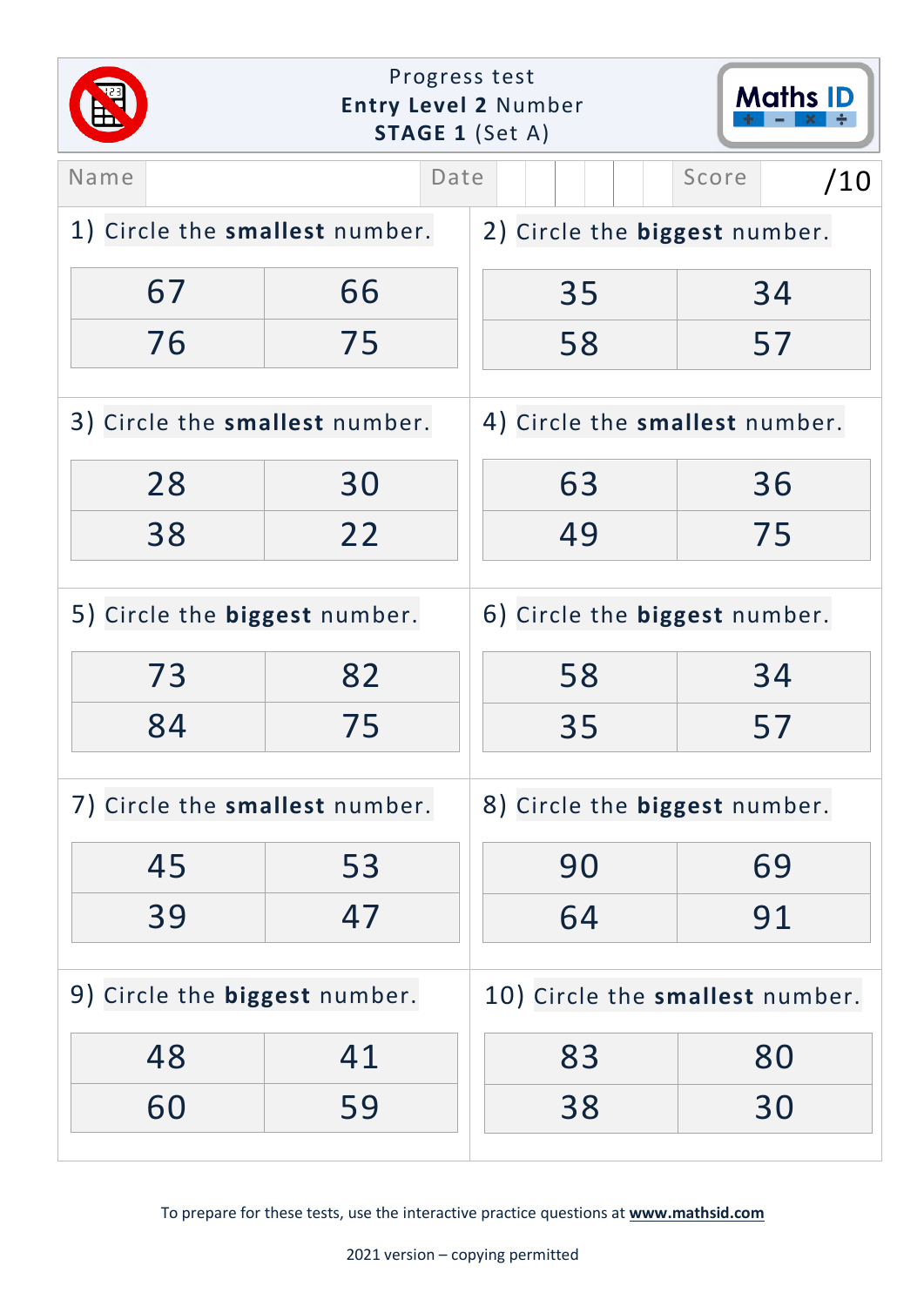# Progress test
## Entry Level 2 Number
### STAGE 1 (Set A)

Maths ID

| Name | | Date | | Score | /10 |
|---|---|---|---|---|---|

1) Circle the **smallest** number.

| 67 | 66 |
|---|---|
| 76 | 75 |

2) Circle the **biggest** number.

| 35 | 34 |
|---|---|
| 58 | 57 |

3) Circle the **smallest** number.

| 28 | 30 |
|---|---|
| 38 | 22 |

4) Circle the **smallest** number.

| 63 | 36 |
|---|---|
| 49 | 75 |

5) Circle the **biggest** number.

| 73 | 82 |
|---|---|
| 84 | 75 |

6) Circle the **biggest** number.

| 58 | 34 |
|---|---|
| 35 | 57 |

7) Circle the **smallest** number.

| 45 | 53 |
|---|---|
| 39 | 47 |

8) Circle the **biggest** number.

| 90 | 69 |
|---|---|
| 64 | 91 |

9) Circle the **biggest** number.

| 48 | 41 |
|---|---|
| 60 | 59 |

10) Circle the **smallest** number.

| 83 | 80 |
|---|---|
| 38 | 30 |

To prepare for these tests, use the interactive practice questions at **www.mathsid.com**

2021 version – copying permitted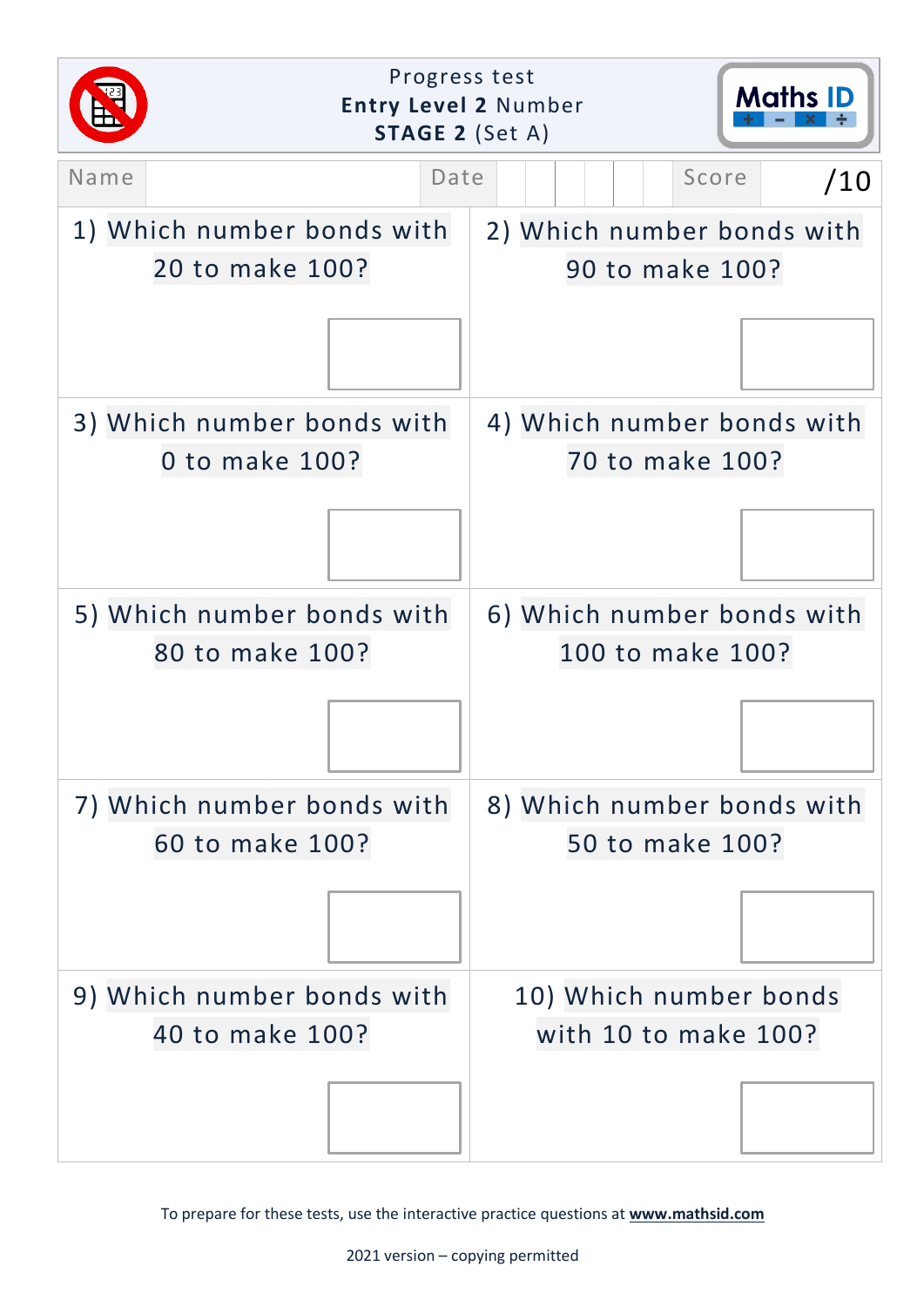Progress test
**Entry Level 2** Number
**STAGE 2** (Set A)

Maths ID

| Name | | Date | | | | | | Score | /10 |
|---|---|---|---|---|---|---|---|---|---|

1) Which number bonds with 20 to make 100?

2) Which number bonds with 90 to make 100?

3) Which number bonds with 0 to make 100?

4) Which number bonds with 70 to make 100?

5) Which number bonds with 80 to make 100?

6) Which number bonds with 100 to make 100?

7) Which number bonds with 60 to make 100?

8) Which number bonds with 50 to make 100?

9) Which number bonds with 40 to make 100?

10) Which number bonds with 10 to make 100?

To prepare for these tests, use the interactive practice questions at **www.mathsid.com**

2021 version – copying permitted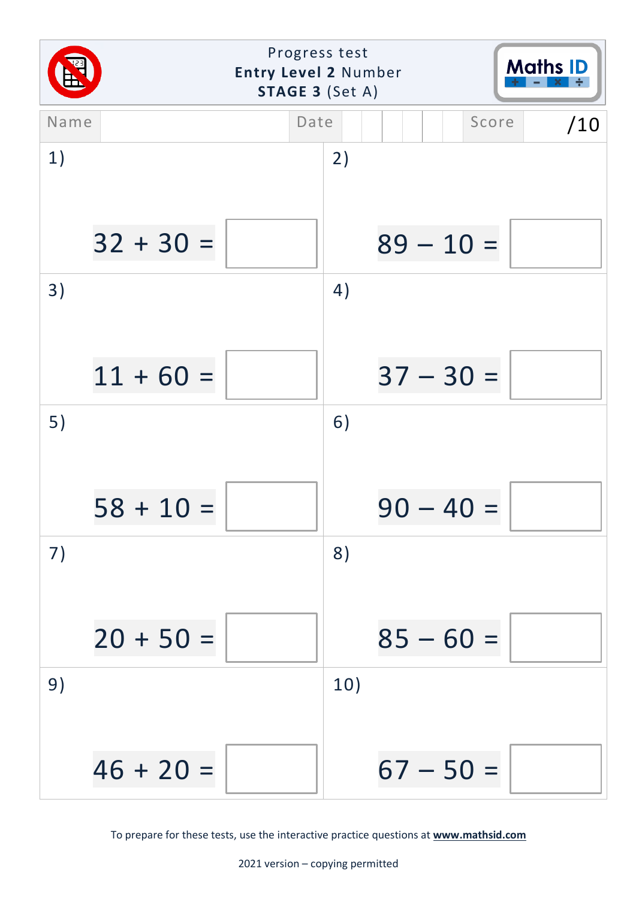# Progress test
## Entry Level 2 Number
### STAGE 3 (Set A)

Maths ID

| Name | | Date | | Score | /10 |
|---|---|---|---|---|---|

| | |
|---|---|
| 1) $32 + 30 =$ ☐ | 2) $89 - 10 =$ ☐ |
| 3) $11 + 60 =$ ☐ | 4) $37 - 30 =$ ☐ |
| 5) $58 + 10 =$ ☐ | 6) $90 - 40 =$ ☐ |
| 7) $20 + 50 =$ ☐ | 8) $85 - 60 =$ ☐ |
| 9) $46 + 20 =$ ☐ | 10) $67 - 50 =$ ☐ |

To prepare for these tests, use the interactive practice questions at **www.mathsid.com**

2021 version – copying permitted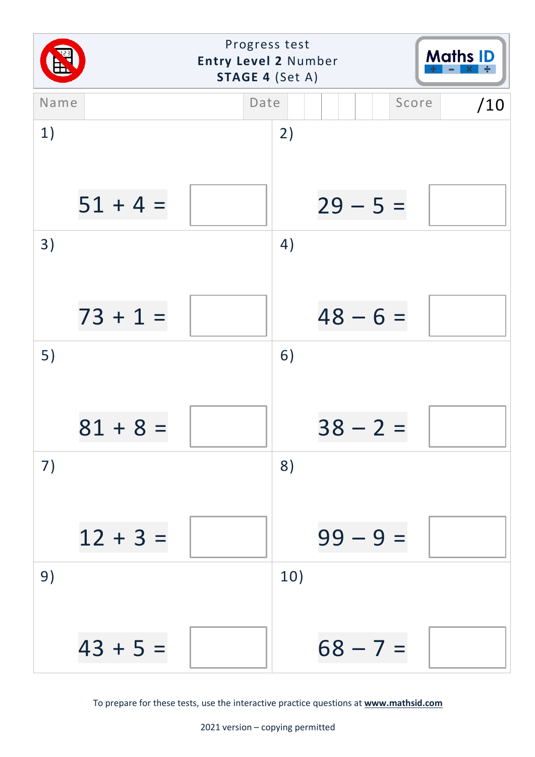Progress test
**Entry Level 2** Number
**STAGE 4** (Set A)

Maths ID

| Name | | Date | | Score | /10 |
|---|---|---|---|---|---|

1) $51 + 4 =$ ☐

2) $29 - 5 =$ ☐

3) $73 + 1 =$ ☐

4) $48 - 6 =$ ☐

5) $81 + 8 =$ ☐

6) $38 - 2 =$ ☐

7) $12 + 3 =$ ☐

8) $99 - 9 =$ ☐

9) $43 + 5 =$ ☐

10) $68 - 7 =$ ☐

To prepare for these tests, use the interactive practice questions at **www.mathsid.com**

2021 version – copying permitted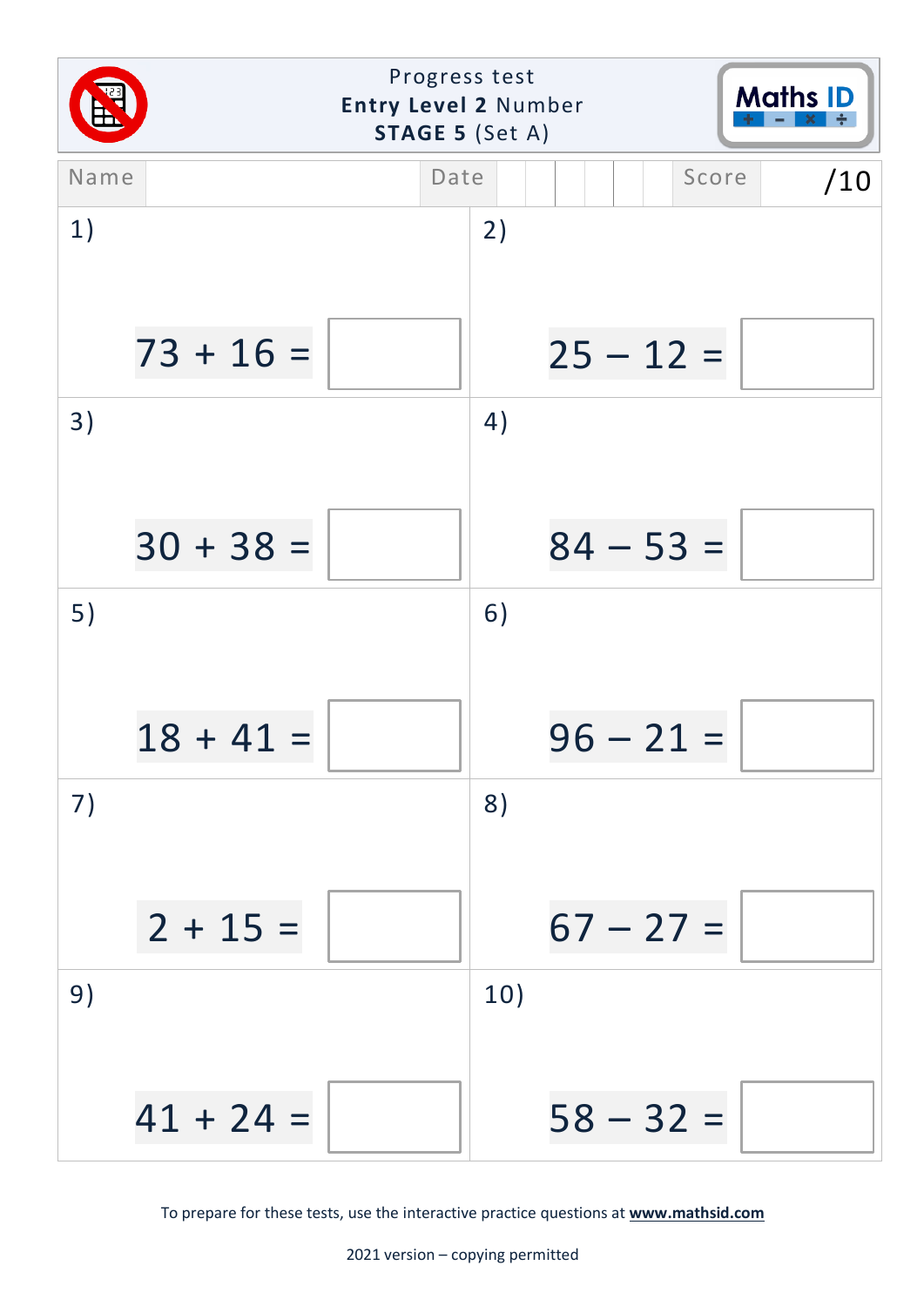# Progress test
## Entry Level 2 Number
### STAGE 5 (Set A)

Maths ID

| Name | | Date | | Score | /10 |
|---|---|---|---|---|---|

1) $73 + 16 =$ ☐

2) $25 - 12 =$ ☐

3) $30 + 38 =$ ☐

4) $84 - 53 =$ ☐

5) $18 + 41 =$ ☐

6) $96 - 21 =$ ☐

7) $2 + 15 =$ ☐

8) $67 - 27 =$ ☐

9) $41 + 24 =$ ☐

10) $58 - 32 =$ ☐

To prepare for these tests, use the interactive practice questions at **www.mathsid.com**

2021 version – copying permitted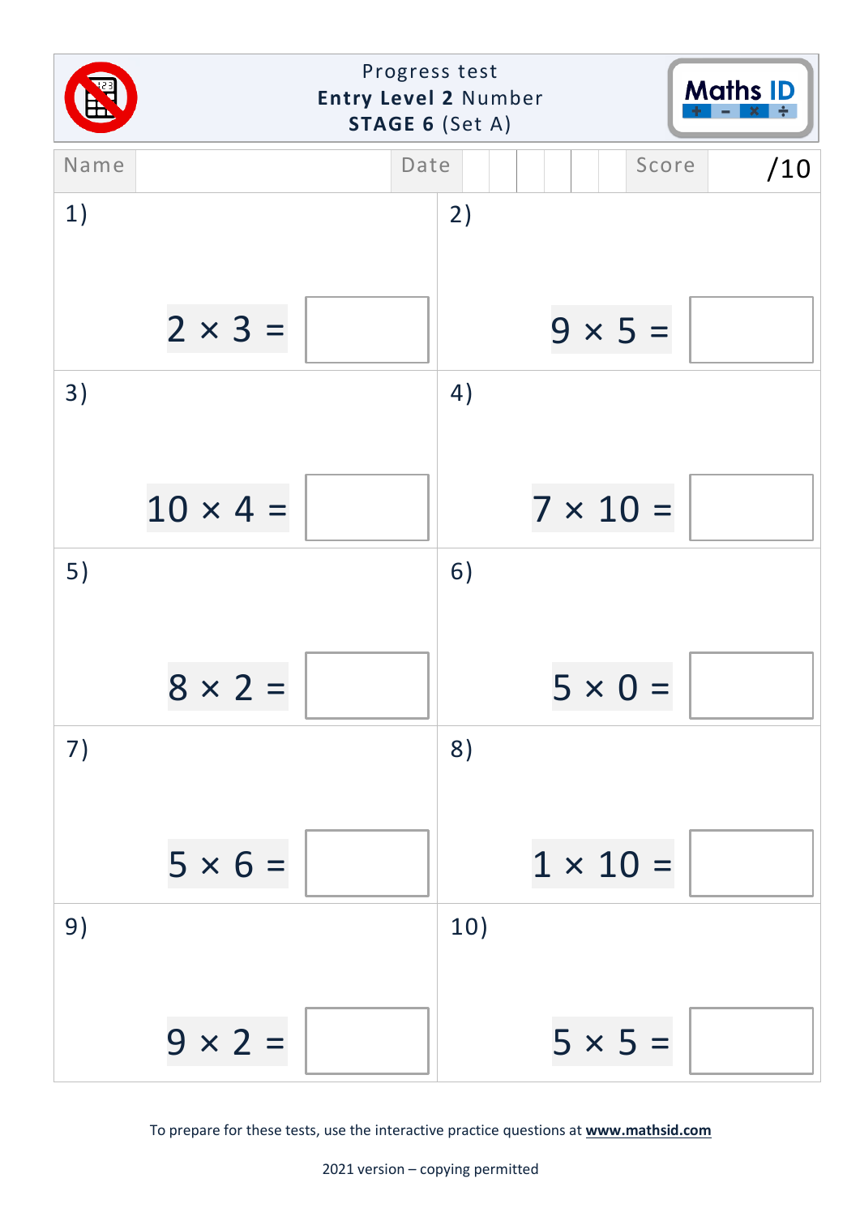Progress test
**Entry Level 2** Number
**STAGE 6** (Set A)

Maths ID

| Name | | Date | | Score | /10 |
|---|---|---|---|---|---|

1) $2 \times 3 =$ ☐

2) $9 \times 5 =$ ☐

3) $10 \times 4 =$ ☐

4) $7 \times 10 =$ ☐

5) $8 \times 2 =$ ☐

6) $5 \times 0 =$ ☐

7) $5 \times 6 =$ ☐

8) $1 \times 10 =$ ☐

9) $9 \times 2 =$ ☐

10) $5 \times 5 =$ ☐

To prepare for these tests, use the interactive practice questions at **www.mathsid.com**

2021 version – copying permitted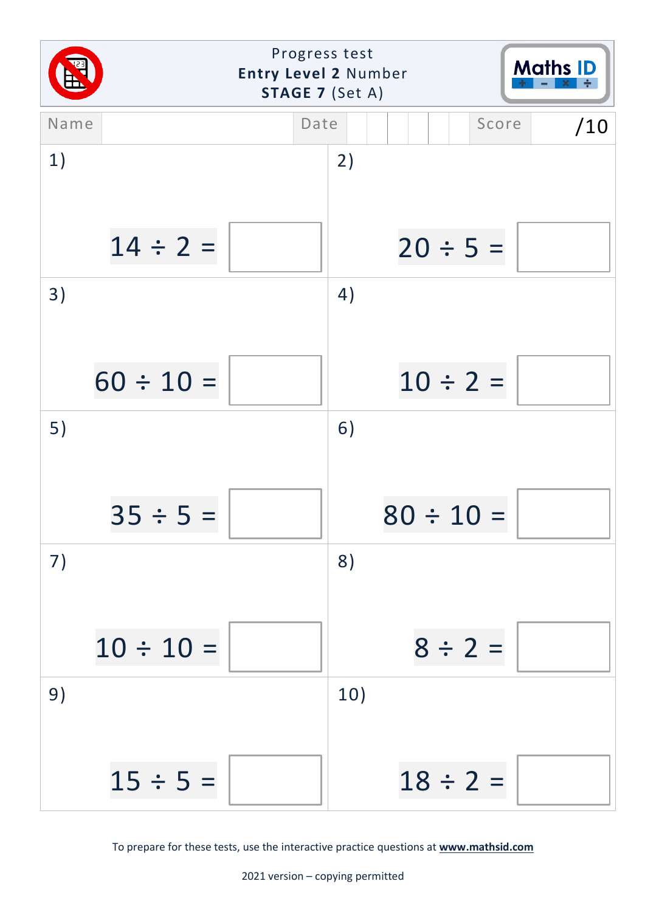Progress test
**Entry Level 2** Number
**STAGE 7** (Set A)

| Name | | Date | | Score | /10 |
|---|---|---|---|---|---|

1) $14 \div 2 =$ ☐

2) $20 \div 5 =$ ☐

3) $60 \div 10 =$ ☐

4) $10 \div 2 =$ ☐

5) $35 \div 5 =$ ☐

6) $80 \div 10 =$ ☐

7) $10 \div 10 =$ ☐

8) $8 \div 2 =$ ☐

9) $15 \div 5 =$ ☐

10) $18 \div 2 =$ ☐

To prepare for these tests, use the interactive practice questions at **www.mathsid.com**

2021 version – copying permitted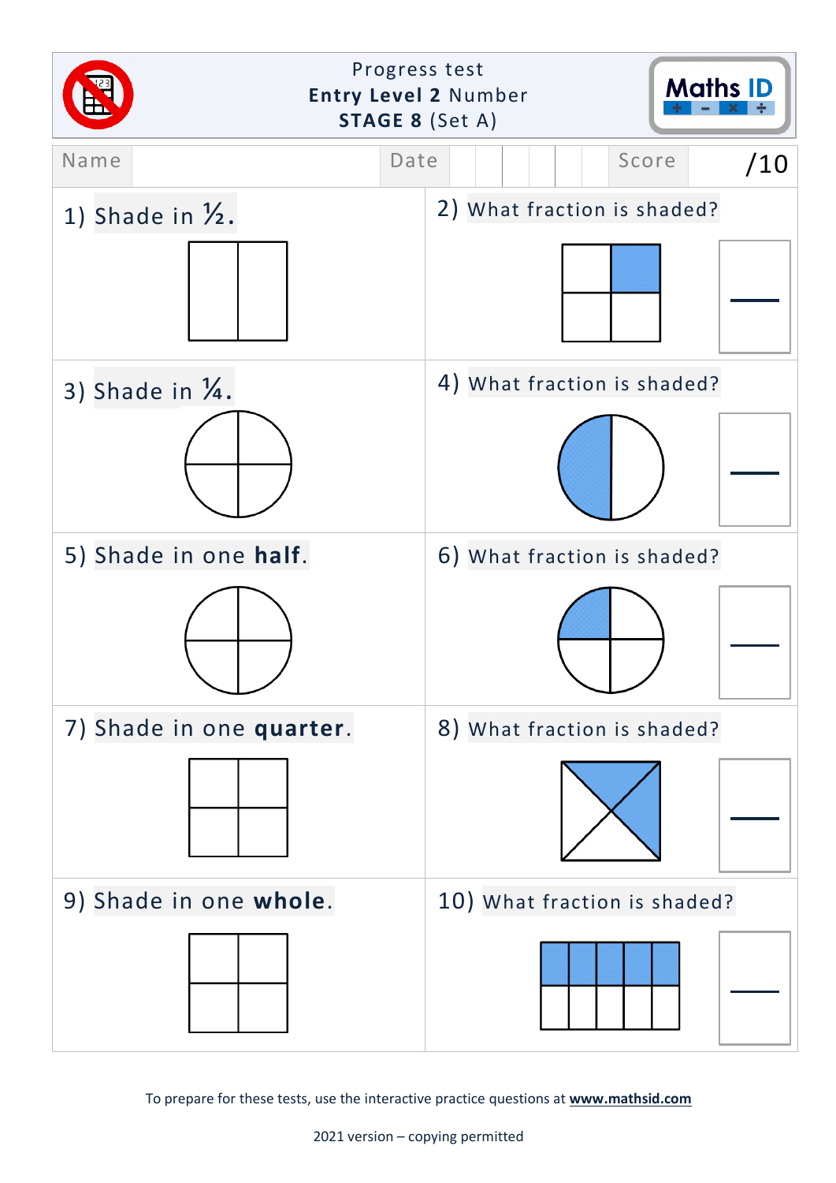Progress test
**Entry Level 2** Number
**STAGE 8** (Set A)

Maths ID

| Name | | Date | | Score | /10 |
|---|---|---|---|---|---|

1) Shade in ½.

2) What fraction is shaded?

3) Shade in ¼.

4) What fraction is shaded?

5) Shade in one **half**.

6) What fraction is shaded?

7) Shade in one **quarter**.

8) What fraction is shaded?

9) Shade in one **whole**.

10) What fraction is shaded?

To prepare for these tests, use the interactive practice questions at **www.mathsid.com**

2021 version – copying permitted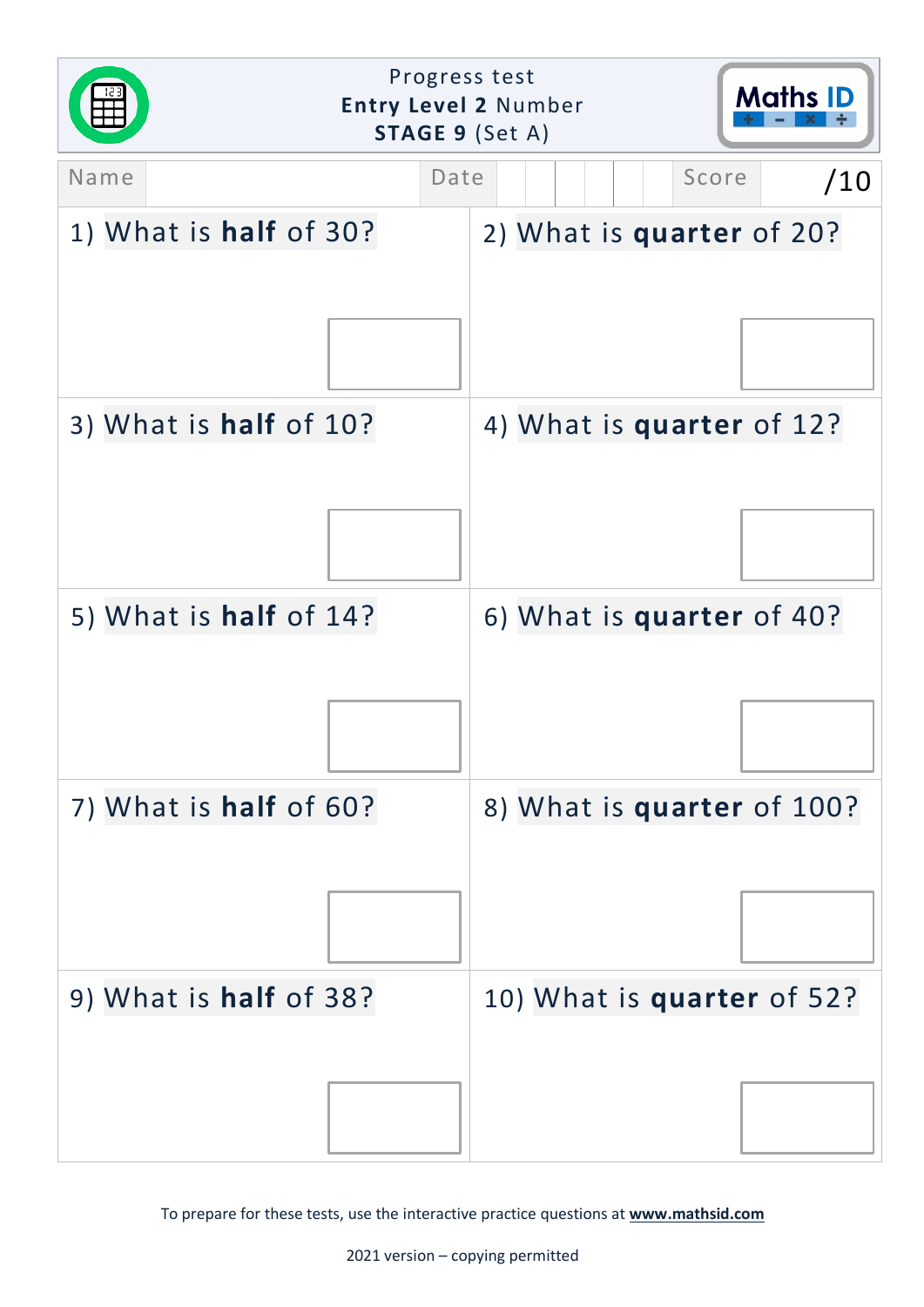# Progress test
## Entry Level 2 Number
### STAGE 9 (Set A)

Maths ID

| Name | | Date | | | | | | Score | /10 |
|---|---|---|---|---|---|---|---|---|---|

1) What is **half** of 30?

2) What is **quarter** of 20?

3) What is **half** of 10?

4) What is **quarter** of 12?

5) What is **half** of 14?

6) What is **quarter** of 40?

7) What is **half** of 60?

8) What is **quarter** of 100?

9) What is **half** of 38?

10) What is **quarter** of 52?

To prepare for these tests, use the interactive practice questions at **www.mathsid.com**

2021 version – copying permitted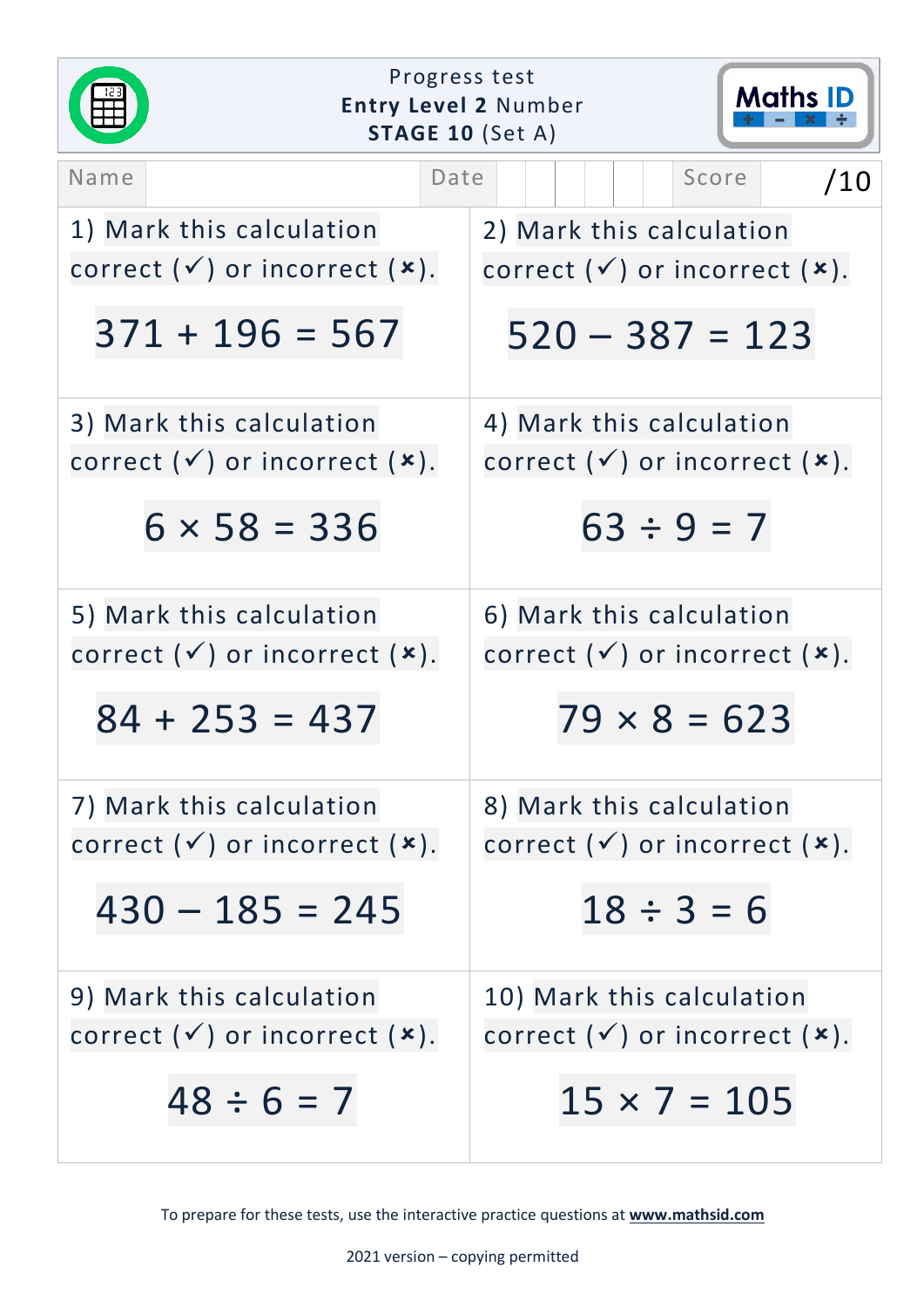# Progress test
## Entry Level 2 Number
## STAGE 10 (Set A)

Maths ID

| Name | | Date | | | | | | Score | /10 |
|---|---|---|---|---|---|---|---|---|---|

1) Mark this calculation correct (✓) or incorrect (×).

$$371 + 196 = 567$$

2) Mark this calculation correct (✓) or incorrect (×).

$$520 - 387 = 123$$

3) Mark this calculation correct (✓) or incorrect (×).

$$6 \times 58 = 336$$

4) Mark this calculation correct (✓) or incorrect (×).

$$63 \div 9 = 7$$

5) Mark this calculation correct (✓) or incorrect (×).

$$84 + 253 = 437$$

6) Mark this calculation correct (✓) or incorrect (×).

$$79 \times 8 = 623$$

7) Mark this calculation correct (✓) or incorrect (×).

$$430 - 185 = 245$$

8) Mark this calculation correct (✓) or incorrect (×).

$$18 \div 3 = 6$$

9) Mark this calculation correct (✓) or incorrect (×).

$$48 \div 6 = 7$$

10) Mark this calculation correct (✓) or incorrect (×).

$$15 \times 7 = 105$$

To prepare for these tests, use the interactive practice questions at **www.mathsid.com**

2021 version – copying permitted